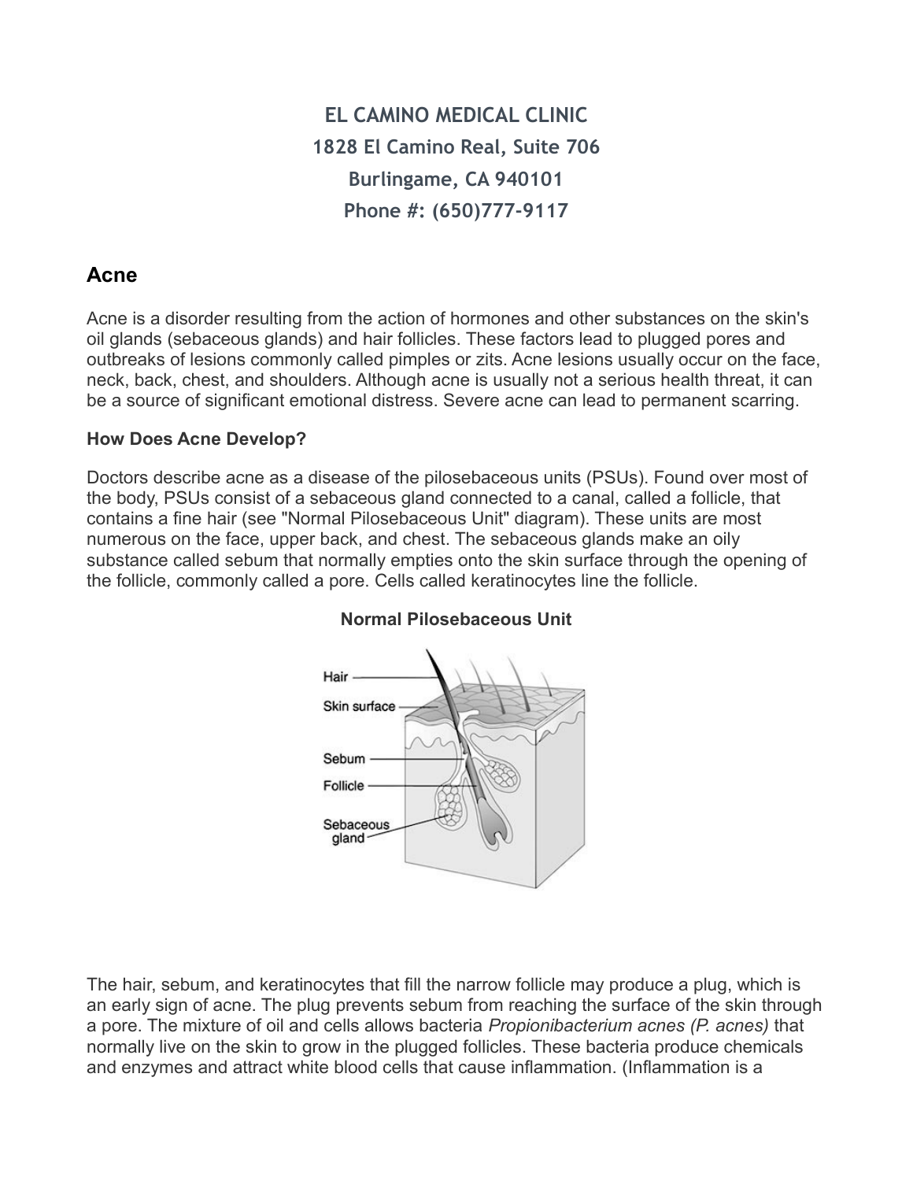**EL CAMINO MEDICAL CLINIC**
**1828 El Camino Real, Suite 706**
**Burlingame, CA 940101**
**Phone #: (650)777-9117**

## Acne

Acne is a disorder resulting from the action of hormones and other substances on the skin's oil glands (sebaceous glands) and hair follicles. These factors lead to plugged pores and outbreaks of lesions commonly called pimples or zits. Acne lesions usually occur on the face, neck, back, chest, and shoulders. Although acne is usually not a serious health threat, it can be a source of significant emotional distress. Severe acne can lead to permanent scarring.

### How Does Acne Develop?

Doctors describe acne as a disease of the pilosebaceous units (PSUs). Found over most of the body, PSUs consist of a sebaceous gland connected to a canal, called a follicle, that contains a fine hair (see "Normal Pilosebaceous Unit" diagram). These units are most numerous on the face, upper back, and chest. The sebaceous glands make an oily substance called sebum that normally empties onto the skin surface through the opening of the follicle, commonly called a pore. Cells called keratinocytes line the follicle.

**Normal Pilosebaceous Unit**

Hair
Skin surface
Sebum
Follicle
Sebaceous gland

The hair, sebum, and keratinocytes that fill the narrow follicle may produce a plug, which is an early sign of acne. The plug prevents sebum from reaching the surface of the skin through a pore. The mixture of oil and cells allows bacteria *Propionibacterium acnes (P. acnes)* that normally live on the skin to grow in the plugged follicles. These bacteria produce chemicals and enzymes and attract white blood cells that cause inflammation. (Inflammation is a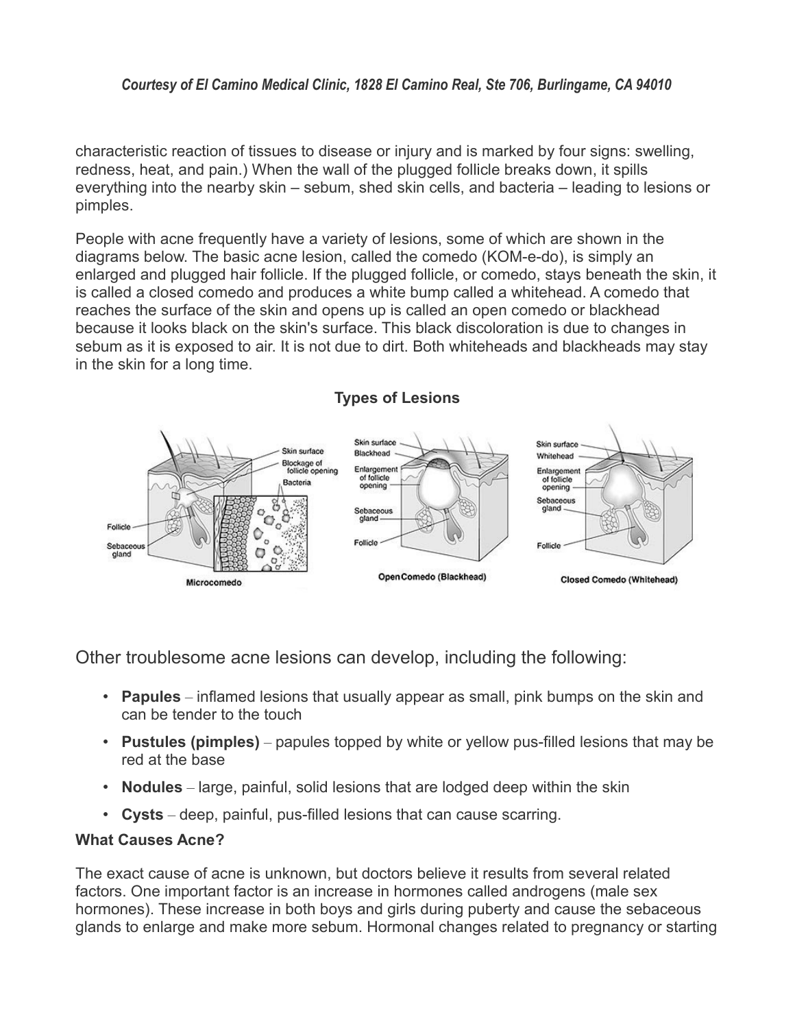characteristic reaction of tissues to disease or injury and is marked by four signs: swelling, redness, heat, and pain.) When the wall of the plugged follicle breaks down, it spills everything into the nearby skin – sebum, shed skin cells, and bacteria – leading to lesions or pimples.

People with acne frequently have a variety of lesions, some of which are shown in the diagrams below. The basic acne lesion, called the comedo (KOM-e-do), is simply an enlarged and plugged hair follicle. If the plugged follicle, or comedo, stays beneath the skin, it is called a closed comedo and produces a white bump called a whitehead. A comedo that reaches the surface of the skin and opens up is called an open comedo or blackhead because it looks black on the skin's surface. This black discoloration is due to changes in sebum as it is exposed to air. It is not due to dirt. Both whiteheads and blackheads may stay in the skin for a long time.

**Types of Lesions**

Microcomedo

Open Comedo (Blackhead)

Closed Comedo (Whitehead)

## Other troublesome acne lesions can develop, including the following:

- **Papules** – inflamed lesions that usually appear as small, pink bumps on the skin and can be tender to the touch
- **Pustules (pimples)** – papules topped by white or yellow pus-filled lesions that may be red at the base
- **Nodules** – large, painful, solid lesions that are lodged deep within the skin
- **Cysts** – deep, painful, pus-filled lesions that can cause scarring.

**What Causes Acne?**

The exact cause of acne is unknown, but doctors believe it results from several related factors. One important factor is an increase in hormones called androgens (male sex hormones). These increase in both boys and girls during puberty and cause the sebaceous glands to enlarge and make more sebum. Hormonal changes related to pregnancy or starting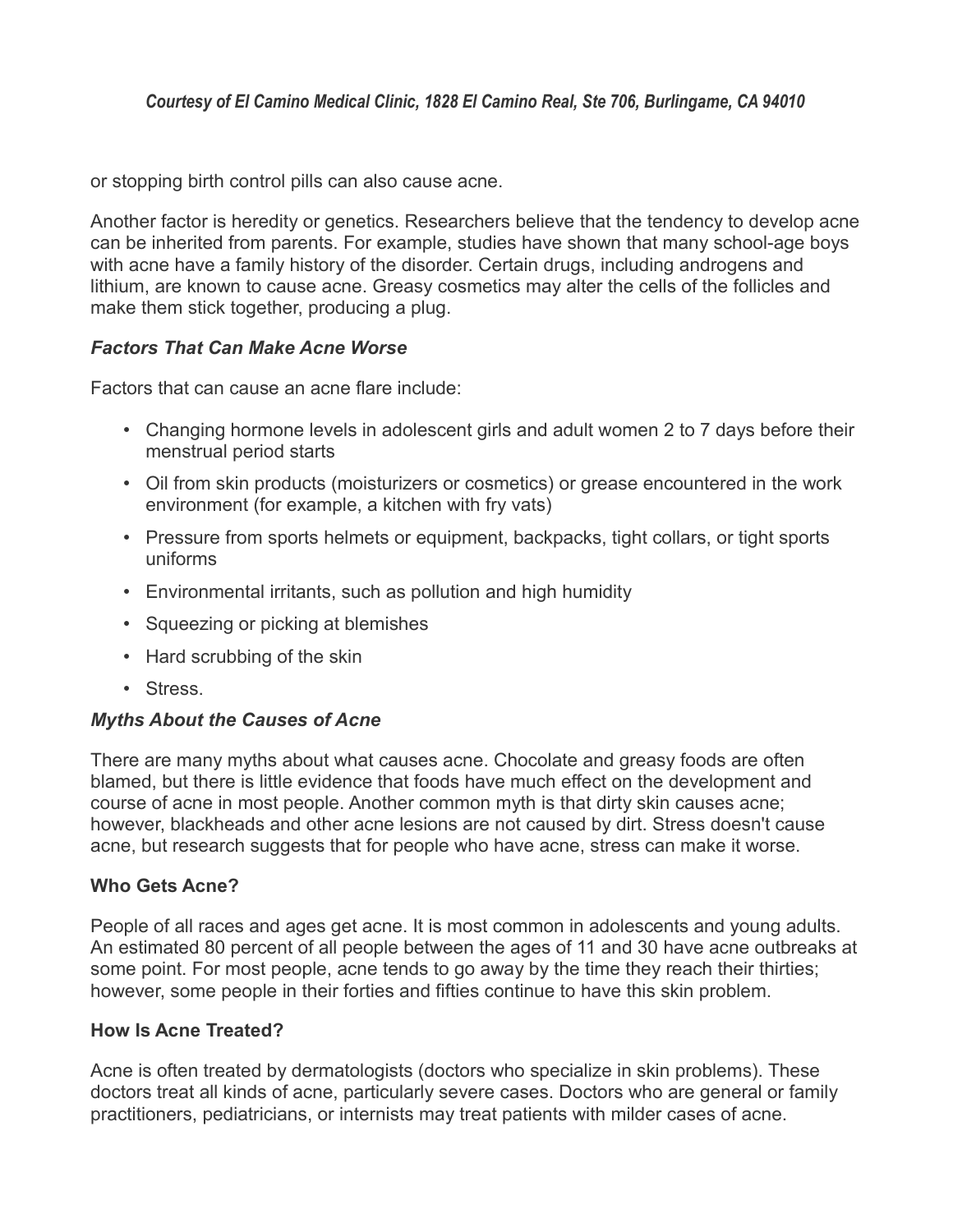or stopping birth control pills can also cause acne.

Another factor is heredity or genetics. Researchers believe that the tendency to develop acne can be inherited from parents. For example, studies have shown that many school-age boys with acne have a family history of the disorder. Certain drugs, including androgens and lithium, are known to cause acne. Greasy cosmetics may alter the cells of the follicles and make them stick together, producing a plug.

### *Factors That Can Make Acne Worse*

Factors that can cause an acne flare include:

- Changing hormone levels in adolescent girls and adult women 2 to 7 days before their menstrual period starts
- Oil from skin products (moisturizers or cosmetics) or grease encountered in the work environment (for example, a kitchen with fry vats)
- Pressure from sports helmets or equipment, backpacks, tight collars, or tight sports uniforms
- Environmental irritants, such as pollution and high humidity
- Squeezing or picking at blemishes
- Hard scrubbing of the skin
- Stress.

### *Myths About the Causes of Acne*

There are many myths about what causes acne. Chocolate and greasy foods are often blamed, but there is little evidence that foods have much effect on the development and course of acne in most people. Another common myth is that dirty skin causes acne; however, blackheads and other acne lesions are not caused by dirt. Stress doesn't cause acne, but research suggests that for people who have acne, stress can make it worse.

## Who Gets Acne?

People of all races and ages get acne. It is most common in adolescents and young adults. An estimated 80 percent of all people between the ages of 11 and 30 have acne outbreaks at some point. For most people, acne tends to go away by the time they reach their thirties; however, some people in their forties and fifties continue to have this skin problem.

## How Is Acne Treated?

Acne is often treated by dermatologists (doctors who specialize in skin problems). These doctors treat all kinds of acne, particularly severe cases. Doctors who are general or family practitioners, pediatricians, or internists may treat patients with milder cases of acne.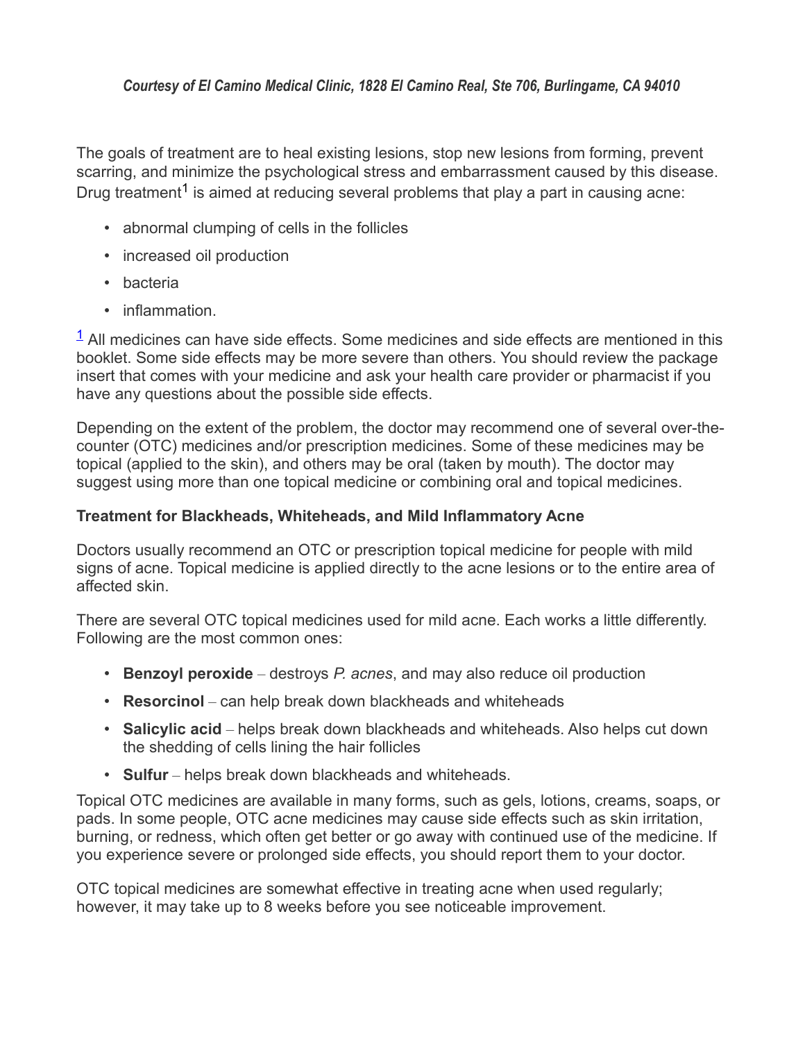*Courtesy of El Camino Medical Clinic, 1828 El Camino Real, Ste 706, Burlingame, CA 94010*

The goals of treatment are to heal existing lesions, stop new lesions from forming, prevent scarring, and minimize the psychological stress and embarrassment caused by this disease. Drug treatment[1] is aimed at reducing several problems that play a part in causing acne:

- abnormal clumping of cells in the follicles
- increased oil production
- bacteria
- inflammation.

[1] All medicines can have side effects. Some medicines and side effects are mentioned in this booklet. Some side effects may be more severe than others. You should review the package insert that comes with your medicine and ask your health care provider or pharmacist if you have any questions about the possible side effects.

Depending on the extent of the problem, the doctor may recommend one of several over-the-counter (OTC) medicines and/or prescription medicines. Some of these medicines may be topical (applied to the skin), and others may be oral (taken by mouth). The doctor may suggest using more than one topical medicine or combining oral and topical medicines.

**Treatment for Blackheads, Whiteheads, and Mild Inflammatory Acne**

Doctors usually recommend an OTC or prescription topical medicine for people with mild signs of acne. Topical medicine is applied directly to the acne lesions or to the entire area of affected skin.

There are several OTC topical medicines used for mild acne. Each works a little differently. Following are the most common ones:

- **Benzoyl peroxide** – destroys *P. acnes*, and may also reduce oil production
- **Resorcinol** – can help break down blackheads and whiteheads
- **Salicylic acid** – helps break down blackheads and whiteheads. Also helps cut down the shedding of cells lining the hair follicles
- **Sulfur** – helps break down blackheads and whiteheads.

Topical OTC medicines are available in many forms, such as gels, lotions, creams, soaps, or pads. In some people, OTC acne medicines may cause side effects such as skin irritation, burning, or redness, which often get better or go away with continued use of the medicine. If you experience severe or prolonged side effects, you should report them to your doctor.

OTC topical medicines are somewhat effective in treating acne when used regularly; however, it may take up to 8 weeks before you see noticeable improvement.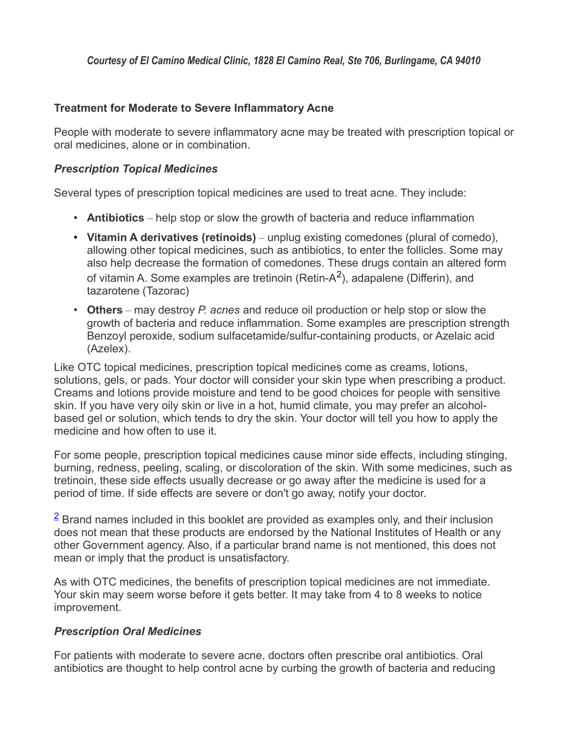*Courtesy of El Camino Medical Clinic, 1828 El Camino Real, Ste 706, Burlingame, CA 94010*

**Treatment for Moderate to Severe Inflammatory Acne**

People with moderate to severe inflammatory acne may be treated with prescription topical or oral medicines, alone or in combination.

### *Prescription Topical Medicines*

Several types of prescription topical medicines are used to treat acne. They include:

- **Antibiotics** – help stop or slow the growth of bacteria and reduce inflammation
- **Vitamin A derivatives (retinoids)** – unplug existing comedones (plural of comedo), allowing other topical medicines, such as antibiotics, to enter the follicles. Some may also help decrease the formation of comedones. These drugs contain an altered form of vitamin A. Some examples are tretinoin (Retin-A[2]), adapalene (Differin), and tazarotene (Tazorac)
- **Others** – may destroy *P. acnes* and reduce oil production or help stop or slow the growth of bacteria and reduce inflammation. Some examples are prescription strength Benzoyl peroxide, sodium sulfacetamide/sulfur-containing products, or Azelaic acid (Azelex).

Like OTC topical medicines, prescription topical medicines come as creams, lotions, solutions, gels, or pads. Your doctor will consider your skin type when prescribing a product. Creams and lotions provide moisture and tend to be good choices for people with sensitive skin. If you have very oily skin or live in a hot, humid climate, you may prefer an alcohol-based gel or solution, which tends to dry the skin. Your doctor will tell you how to apply the medicine and how often to use it.

For some people, prescription topical medicines cause minor side effects, including stinging, burning, redness, peeling, scaling, or discoloration of the skin. With some medicines, such as tretinoin, these side effects usually decrease or go away after the medicine is used for a period of time. If side effects are severe or don't go away, notify your doctor.

[2] Brand names included in this booklet are provided as examples only, and their inclusion does not mean that these products are endorsed by the National Institutes of Health or any other Government agency. Also, if a particular brand name is not mentioned, this does not mean or imply that the product is unsatisfactory.

As with OTC medicines, the benefits of prescription topical medicines are not immediate. Your skin may seem worse before it gets better. It may take from 4 to 8 weeks to notice improvement.

### *Prescription Oral Medicines*

For patients with moderate to severe acne, doctors often prescribe oral antibiotics. Oral antibiotics are thought to help control acne by curbing the growth of bacteria and reducing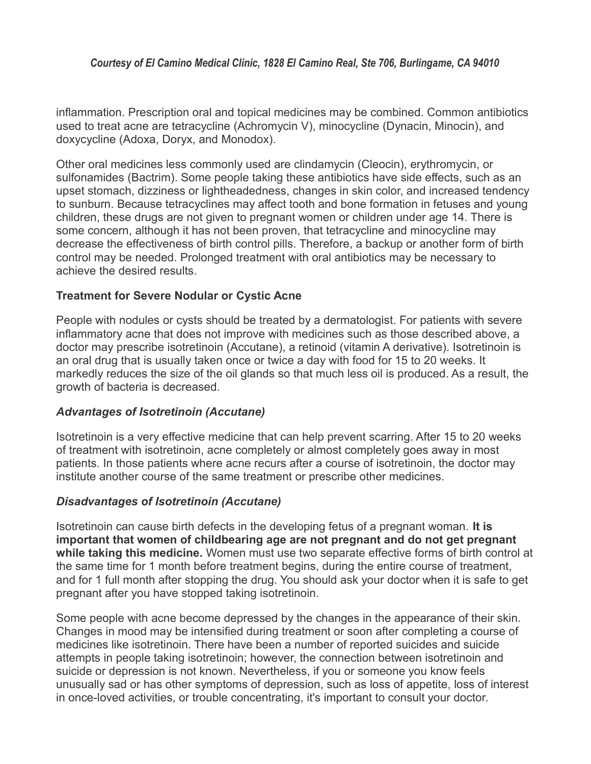inflammation. Prescription oral and topical medicines may be combined. Common antibiotics used to treat acne are tetracycline (Achromycin V), minocycline (Dynacin, Minocin), and doxycycline (Adoxa, Doryx, and Monodox).

Other oral medicines less commonly used are clindamycin (Cleocin), erythromycin, or sulfonamides (Bactrim). Some people taking these antibiotics have side effects, such as an upset stomach, dizziness or lightheadedness, changes in skin color, and increased tendency to sunburn. Because tetracyclines may affect tooth and bone formation in fetuses and young children, these drugs are not given to pregnant women or children under age 14. There is some concern, although it has not been proven, that tetracycline and minocycline may decrease the effectiveness of birth control pills. Therefore, a backup or another form of birth control may be needed. Prolonged treatment with oral antibiotics may be necessary to achieve the desired results.

### Treatment for Severe Nodular or Cystic Acne

People with nodules or cysts should be treated by a dermatologist. For patients with severe inflammatory acne that does not improve with medicines such as those described above, a doctor may prescribe isotretinoin (Accutane), a retinoid (vitamin A derivative). Isotretinoin is an oral drug that is usually taken once or twice a day with food for 15 to 20 weeks. It markedly reduces the size of the oil glands so that much less oil is produced. As a result, the growth of bacteria is decreased.

#### *Advantages of Isotretinoin (Accutane)*

Isotretinoin is a very effective medicine that can help prevent scarring. After 15 to 20 weeks of treatment with isotretinoin, acne completely or almost completely goes away in most patients. In those patients where acne recurs after a course of isotretinoin, the doctor may institute another course of the same treatment or prescribe other medicines.

#### *Disadvantages of Isotretinoin (Accutane)*

Isotretinoin can cause birth defects in the developing fetus of a pregnant woman. **It is important that women of childbearing age are not pregnant and do not get pregnant while taking this medicine.** Women must use two separate effective forms of birth control at the same time for 1 month before treatment begins, during the entire course of treatment, and for 1 full month after stopping the drug. You should ask your doctor when it is safe to get pregnant after you have stopped taking isotretinoin.

Some people with acne become depressed by the changes in the appearance of their skin. Changes in mood may be intensified during treatment or soon after completing a course of medicines like isotretinoin. There have been a number of reported suicides and suicide attempts in people taking isotretinoin; however, the connection between isotretinoin and suicide or depression is not known. Nevertheless, if you or someone you know feels unusually sad or has other symptoms of depression, such as loss of appetite, loss of interest in once-loved activities, or trouble concentrating, it's important to consult your doctor.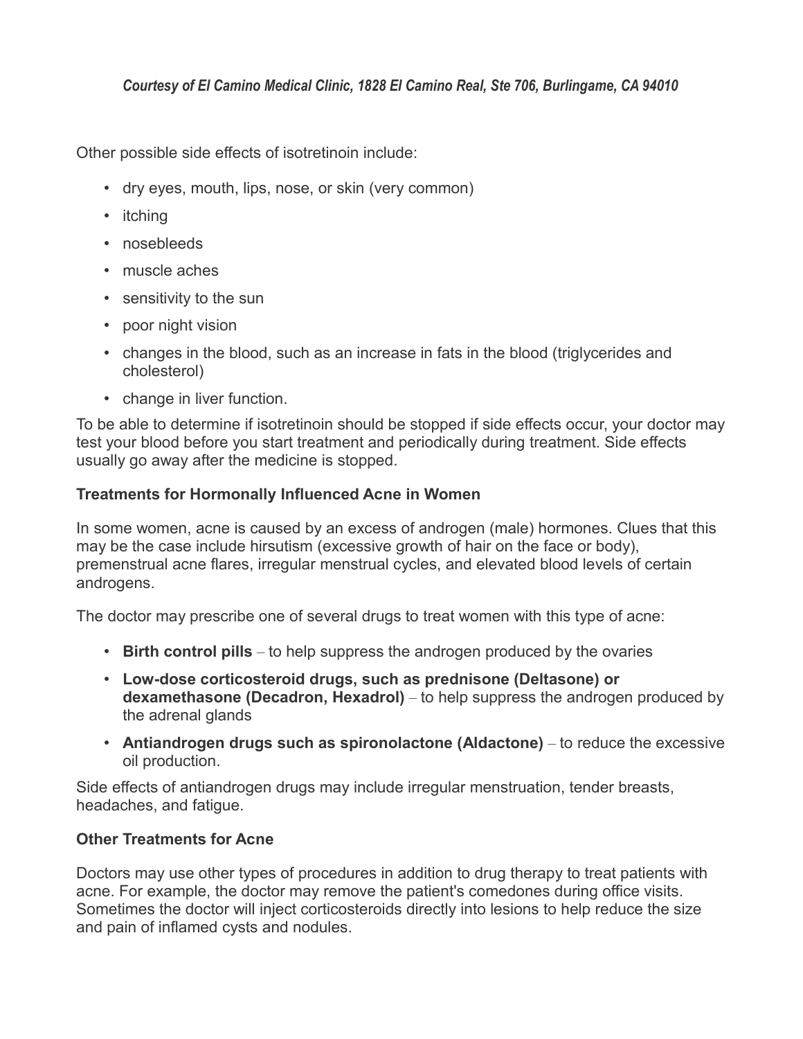*Courtesy of El Camino Medical Clinic, 1828 El Camino Real, Ste 706, Burlingame, CA 94010*

Other possible side effects of isotretinoin include:

- dry eyes, mouth, lips, nose, or skin (very common)
- itching
- nosebleeds
- muscle aches
- sensitivity to the sun
- poor night vision
- changes in the blood, such as an increase in fats in the blood (triglycerides and cholesterol)
- change in liver function.

To be able to determine if isotretinoin should be stopped if side effects occur, your doctor may test your blood before you start treatment and periodically during treatment. Side effects usually go away after the medicine is stopped.

**Treatments for Hormonally Influenced Acne in Women**

In some women, acne is caused by an excess of androgen (male) hormones. Clues that this may be the case include hirsutism (excessive growth of hair on the face or body), premenstrual acne flares, irregular menstrual cycles, and elevated blood levels of certain androgens.

The doctor may prescribe one of several drugs to treat women with this type of acne:

- **Birth control pills** – to help suppress the androgen produced by the ovaries
- **Low-dose corticosteroid drugs, such as prednisone (Deltasone) or dexamethasone (Decadron, Hexadrol)** – to help suppress the androgen produced by the adrenal glands
- **Antiandrogen drugs such as spironolactone (Aldactone)** – to reduce the excessive oil production.

Side effects of antiandrogen drugs may include irregular menstruation, tender breasts, headaches, and fatigue.

**Other Treatments for Acne**

Doctors may use other types of procedures in addition to drug therapy to treat patients with acne. For example, the doctor may remove the patient's comedones during office visits. Sometimes the doctor will inject corticosteroids directly into lesions to help reduce the size and pain of inflamed cysts and nodules.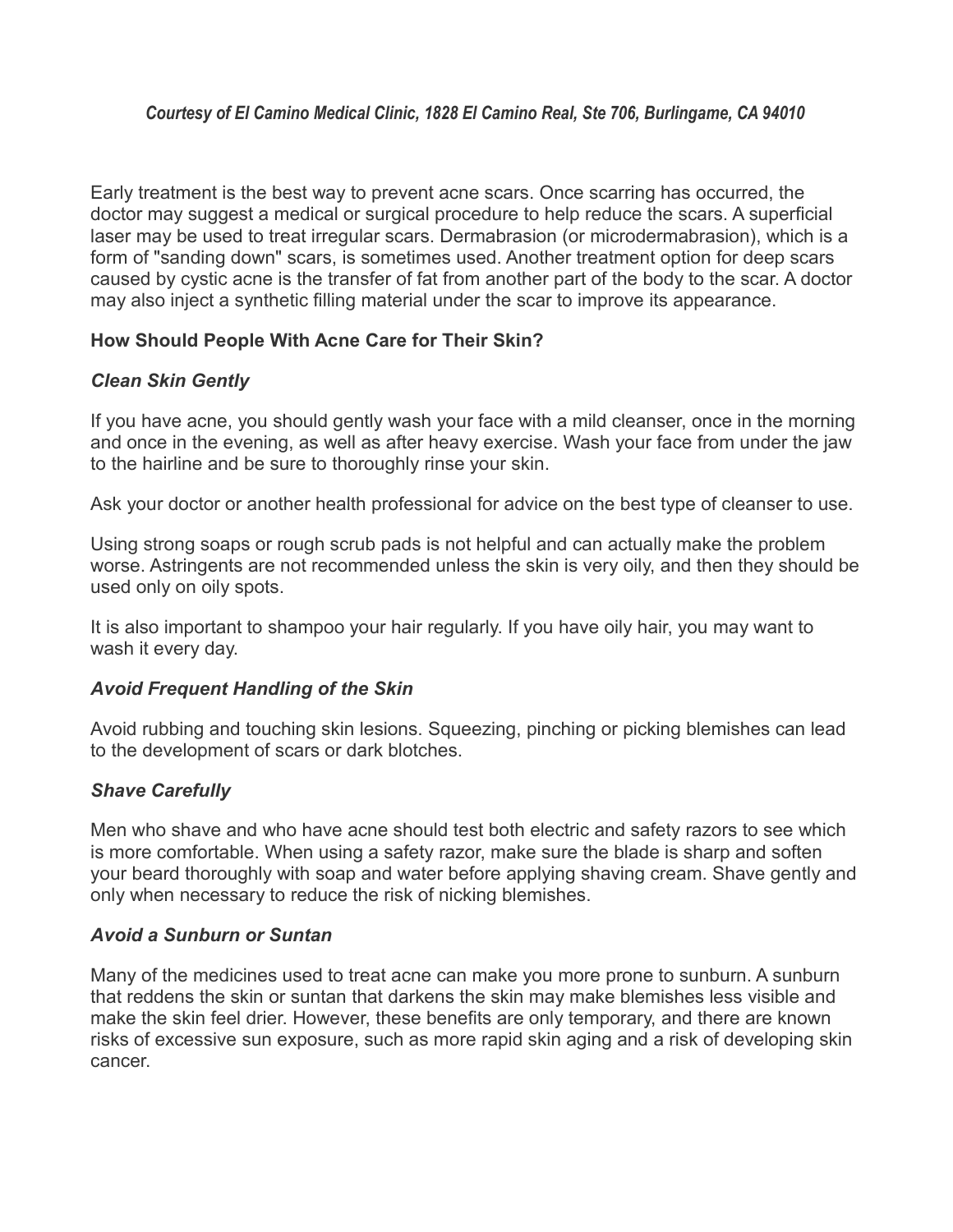*Courtesy of El Camino Medical Clinic, 1828 El Camino Real, Ste 706, Burlingame, CA 94010*

Early treatment is the best way to prevent acne scars. Once scarring has occurred, the doctor may suggest a medical or surgical procedure to help reduce the scars. A superficial laser may be used to treat irregular scars. Dermabrasion (or microdermabrasion), which is a form of "sanding down" scars, is sometimes used. Another treatment option for deep scars caused by cystic acne is the transfer of fat from another part of the body to the scar. A doctor may also inject a synthetic filling material under the scar to improve its appearance.

**How Should People With Acne Care for Their Skin?**

***Clean Skin Gently***

If you have acne, you should gently wash your face with a mild cleanser, once in the morning and once in the evening, as well as after heavy exercise. Wash your face from under the jaw to the hairline and be sure to thoroughly rinse your skin.

Ask your doctor or another health professional for advice on the best type of cleanser to use.

Using strong soaps or rough scrub pads is not helpful and can actually make the problem worse. Astringents are not recommended unless the skin is very oily, and then they should be used only on oily spots.

It is also important to shampoo your hair regularly. If you have oily hair, you may want to wash it every day.

***Avoid Frequent Handling of the Skin***

Avoid rubbing and touching skin lesions. Squeezing, pinching or picking blemishes can lead to the development of scars or dark blotches.

***Shave Carefully***

Men who shave and who have acne should test both electric and safety razors to see which is more comfortable. When using a safety razor, make sure the blade is sharp and soften your beard thoroughly with soap and water before applying shaving cream. Shave gently and only when necessary to reduce the risk of nicking blemishes.

***Avoid a Sunburn or Suntan***

Many of the medicines used to treat acne can make you more prone to sunburn. A sunburn that reddens the skin or suntan that darkens the skin may make blemishes less visible and make the skin feel drier. However, these benefits are only temporary, and there are known risks of excessive sun exposure, such as more rapid skin aging and a risk of developing skin cancer.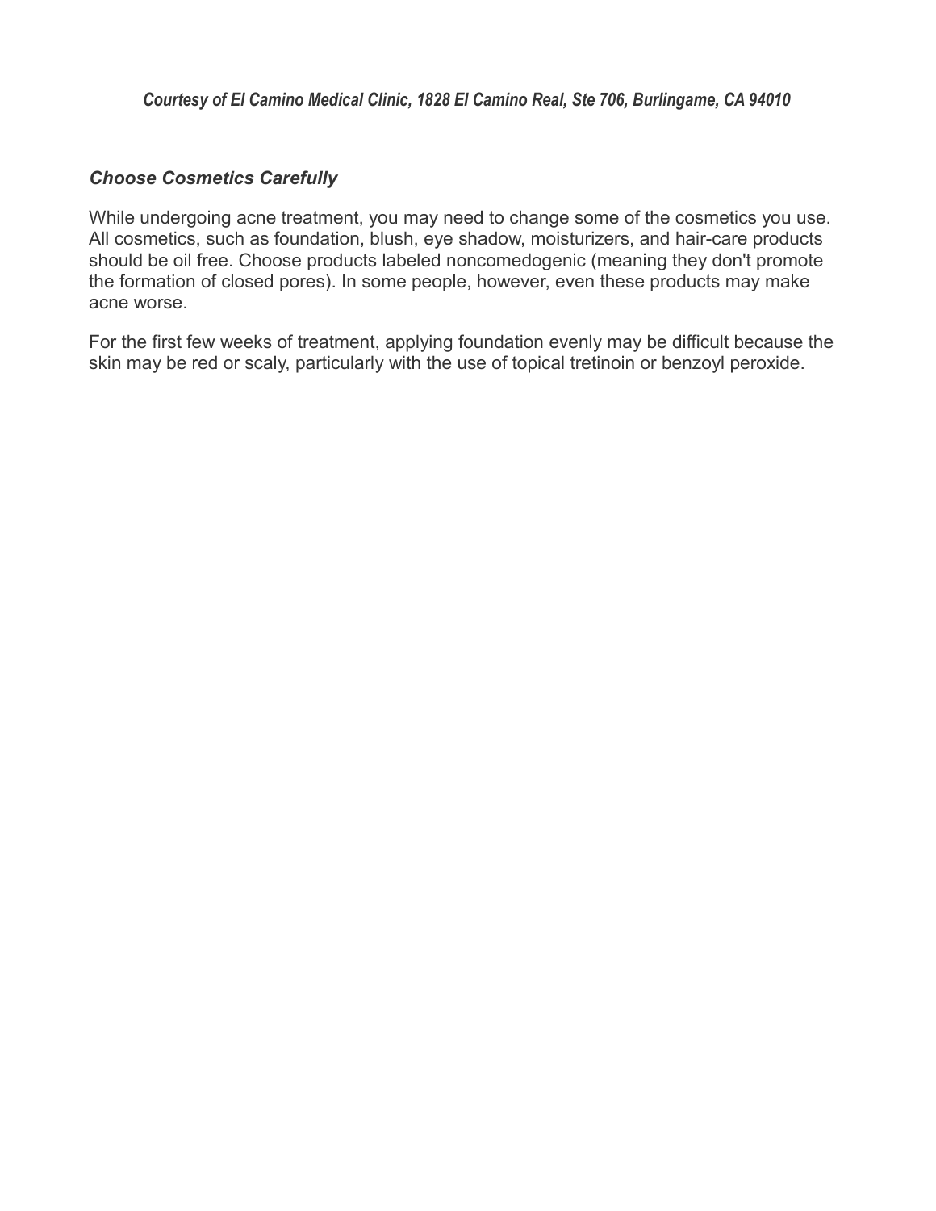***Choose Cosmetics Carefully***

While undergoing acne treatment, you may need to change some of the cosmetics you use. All cosmetics, such as foundation, blush, eye shadow, moisturizers, and hair-care products should be oil free. Choose products labeled noncomedogenic (meaning they don't promote the formation of closed pores). In some people, however, even these products may make acne worse.

For the first few weeks of treatment, applying foundation evenly may be difficult because the skin may be red or scaly, particularly with the use of topical tretinoin or benzoyl peroxide.